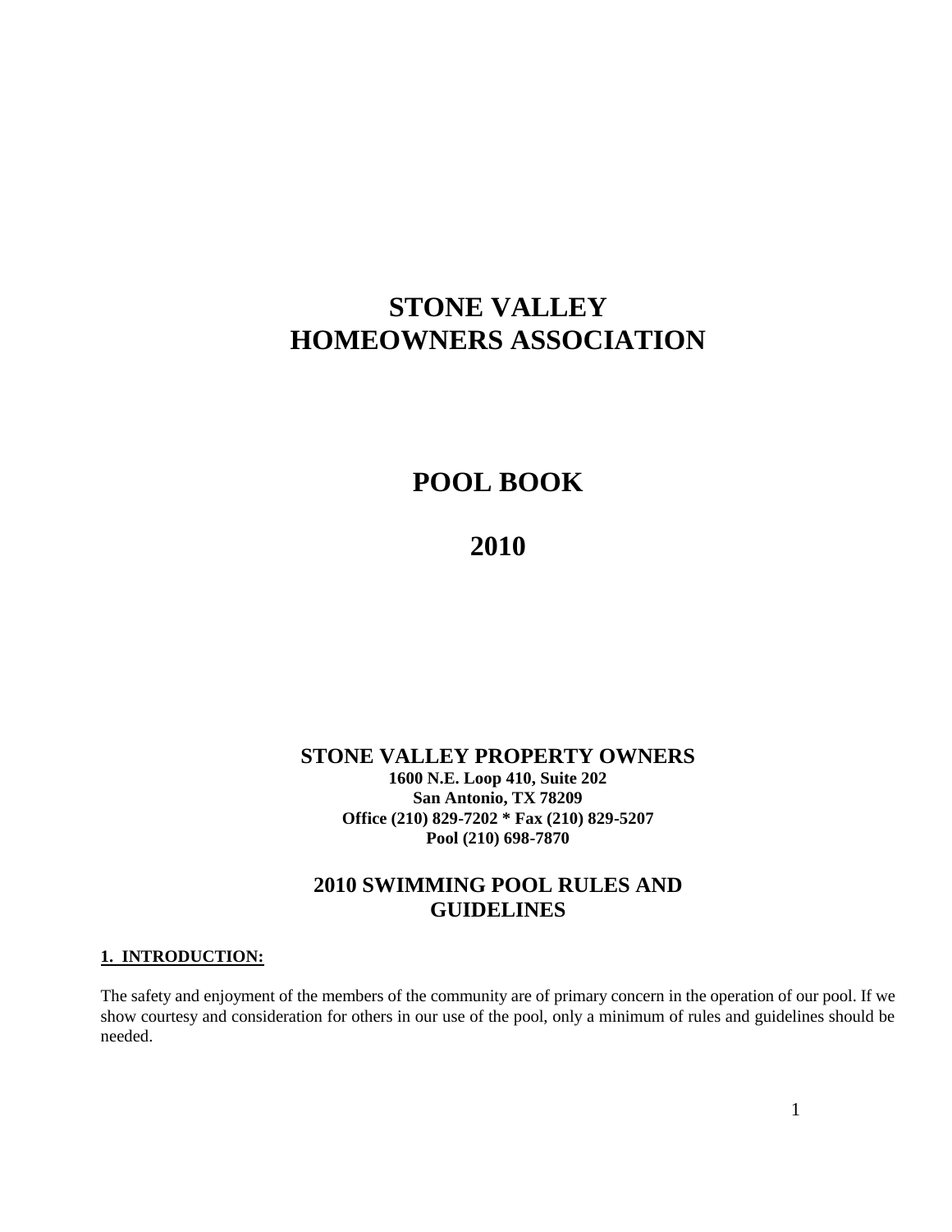# STONE VALLEY HOMEOWNERS ASSOCIATION

# POOL BOOK

# 2010

**STONE VALLEY PROPERTY OWNERS**
**1600 N.E. Loop 410, Suite 202**
**San Antonio, TX 78209**
**Office (210) 829-7202 * Fax (210) 829-5207**
**Pool (210) 698-7870**

## 2010 SWIMMING POOL RULES AND GUIDELINES

### 1. INTRODUCTION:

The safety and enjoyment of the members of the community are of primary concern in the operation of our pool. If we show courtesy and consideration for others in our use of the pool, only a minimum of rules and guidelines should be needed.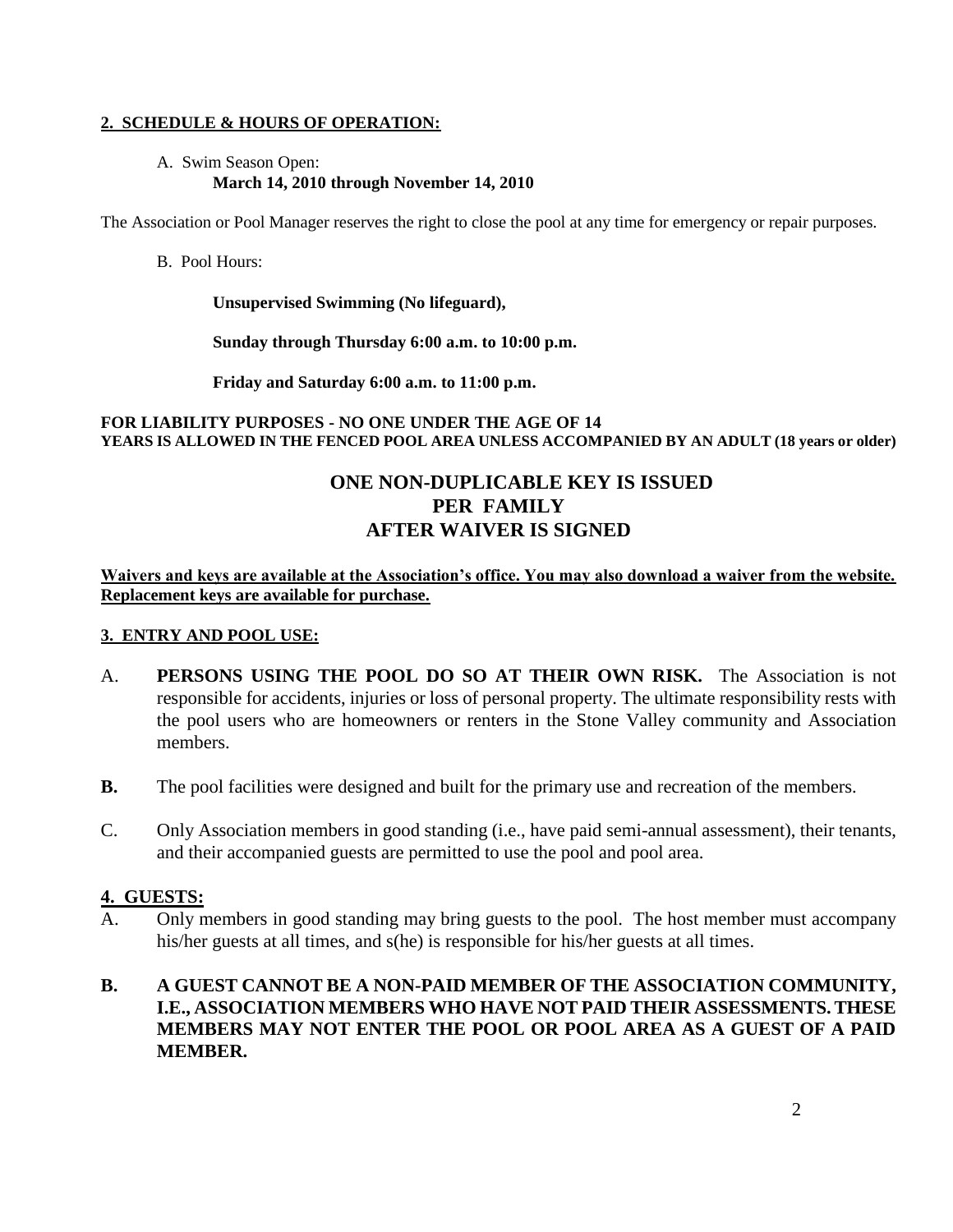## 2. SCHEDULE & HOURS OF OPERATION:

A. Swim Season Open:
**March 14, 2010 through November 14, 2010**

The Association or Pool Manager reserves the right to close the pool at any time for emergency or repair purposes.

B. Pool Hours:

**Unsupervised Swimming (No lifeguard),**

**Sunday through Thursday 6:00 a.m. to 10:00 p.m.**

**Friday and Saturday 6:00 a.m. to 11:00 p.m.**

**FOR LIABILITY PURPOSES - NO ONE UNDER THE AGE OF 14 YEARS IS ALLOWED IN THE FENCED POOL AREA UNLESS ACCOMPANIED BY AN ADULT (18 years or older)**

**ONE NON-DUPLICABLE KEY IS ISSUED PER FAMILY AFTER WAIVER IS SIGNED**

**Waivers and keys are available at the Association's office. You may also download a waiver from the website. Replacement keys are available for purchase.**

## 3. ENTRY AND POOL USE:

A. **PERSONS USING THE POOL DO SO AT THEIR OWN RISK.** The Association is not responsible for accidents, injuries or loss of personal property. The ultimate responsibility rests with the pool users who are homeowners or renters in the Stone Valley community and Association members.

**B.** The pool facilities were designed and built for the primary use and recreation of the members.

C. Only Association members in good standing (i.e., have paid semi-annual assessment), their tenants, and their accompanied guests are permitted to use the pool and pool area.

## 4. GUESTS:

A. Only members in good standing may bring guests to the pool. The host member must accompany his/her guests at all times, and s(he) is responsible for his/her guests at all times.

**B. A GUEST CANNOT BE A NON-PAID MEMBER OF THE ASSOCIATION COMMUNITY, I.E., ASSOCIATION MEMBERS WHO HAVE NOT PAID THEIR ASSESSMENTS. THESE MEMBERS MAY NOT ENTER THE POOL OR POOL AREA AS A GUEST OF A PAID MEMBER.**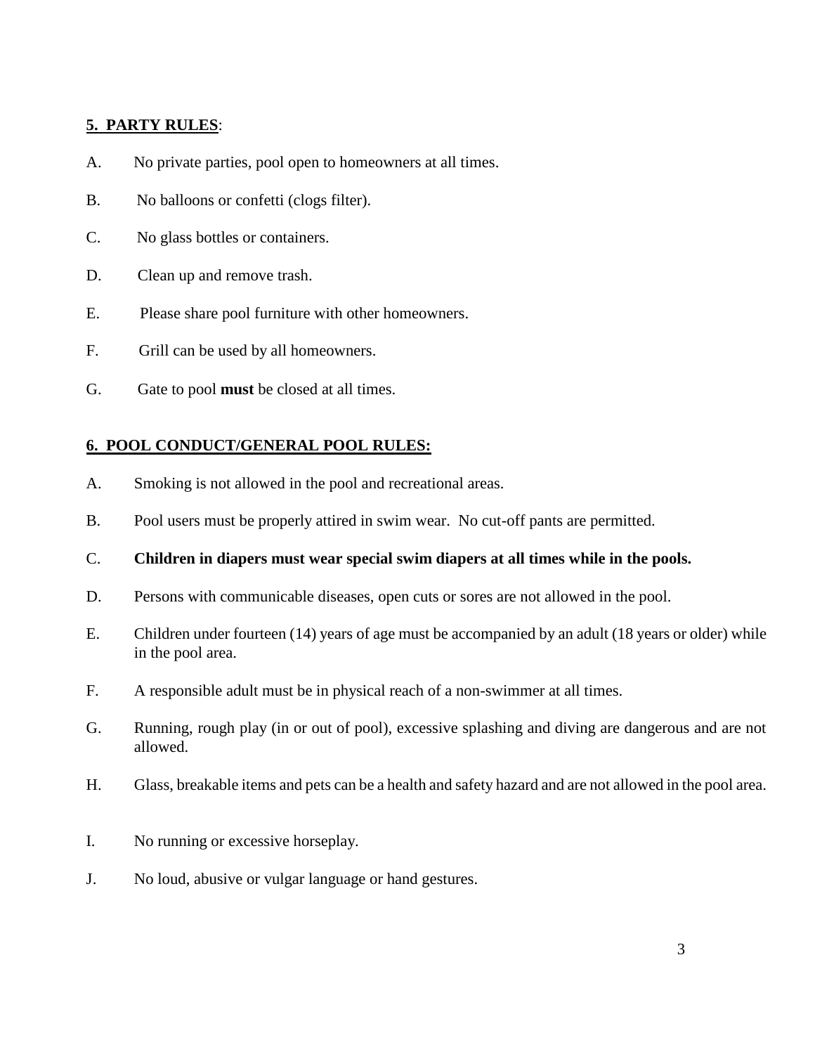## **5. PARTY RULES**:

A. No private parties, pool open to homeowners at all times.

B. No balloons or confetti (clogs filter).

C. No glass bottles or containers.

D. Clean up and remove trash.

E. Please share pool furniture with other homeowners.

F. Grill can be used by all homeowners.

G. Gate to pool **must** be closed at all times.

## **6. POOL CONDUCT/GENERAL POOL RULES:**

A. Smoking is not allowed in the pool and recreational areas.

B. Pool users must be properly attired in swim wear. No cut-off pants are permitted.

C. **Children in diapers must wear special swim diapers at all times while in the pools.**

D. Persons with communicable diseases, open cuts or sores are not allowed in the pool.

E. Children under fourteen (14) years of age must be accompanied by an adult (18 years or older) while in the pool area.

F. A responsible adult must be in physical reach of a non-swimmer at all times.

G. Running, rough play (in or out of pool), excessive splashing and diving are dangerous and are not allowed.

H. Glass, breakable items and pets can be a health and safety hazard and are not allowed in the pool area.

I. No running or excessive horseplay.

J. No loud, abusive or vulgar language or hand gestures.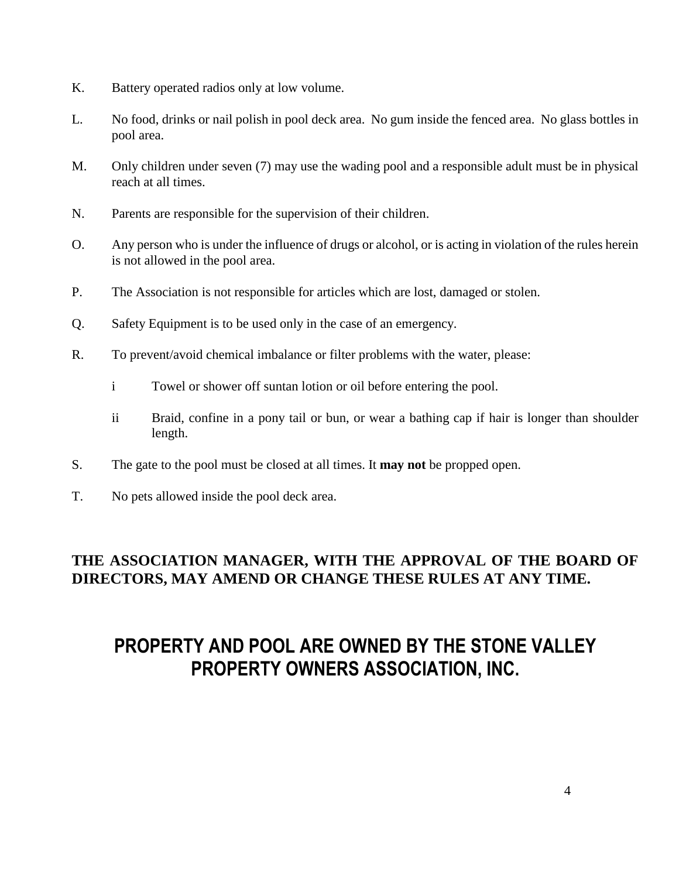K. Battery operated radios only at low volume.

L. No food, drinks or nail polish in pool deck area. No gum inside the fenced area. No glass bottles in pool area.

M. Only children under seven (7) may use the wading pool and a responsible adult must be in physical reach at all times.

N. Parents are responsible for the supervision of their children.

O. Any person who is under the influence of drugs or alcohol, or is acting in violation of the rules herein is not allowed in the pool area.

P. The Association is not responsible for articles which are lost, damaged or stolen.

Q. Safety Equipment is to be used only in the case of an emergency.

R. To prevent/avoid chemical imbalance or filter problems with the water, please:

   i Towel or shower off suntan lotion or oil before entering the pool.

   ii Braid, confine in a pony tail or bun, or wear a bathing cap if hair is longer than shoulder length.

S. The gate to the pool must be closed at all times. It **may not** be propped open.

T. No pets allowed inside the pool deck area.

**THE ASSOCIATION MANAGER, WITH THE APPROVAL OF THE BOARD OF DIRECTORS, MAY AMEND OR CHANGE THESE RULES AT ANY TIME.**

## PROPERTY AND POOL ARE OWNED BY THE STONE VALLEY PROPERTY OWNERS ASSOCIATION, INC.